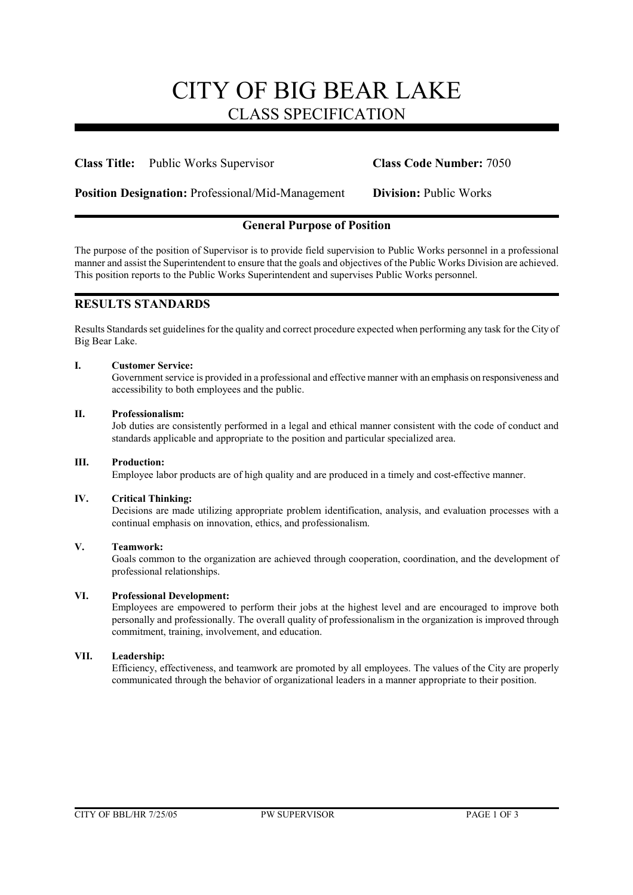# CITY OF BIG BEAR LAKE

## CLASS SPECIFICATION

**Class Title:** Public Works Supervisor **Class Code Number:** 7050

**Position Designation:** Professional/Mid-Management **Division:** Public Works

### General Purpose of Position

The purpose of the position of Supervisor is to provide field supervision to Public Works personnel in a professional manner and assist the Superintendent to ensure that the goals and objectives of the Public Works Division are achieved. This position reports to the Public Works Superintendent and supervises Public Works personnel.

## RESULTS STANDARDS

Results Standards set guidelines for the quality and correct procedure expected when performing any task for the City of Big Bear Lake.

**I. Customer Service:**
Government service is provided in a professional and effective manner with an emphasis on responsiveness and accessibility to both employees and the public.

**II. Professionalism:**
Job duties are consistently performed in a legal and ethical manner consistent with the code of conduct and standards applicable and appropriate to the position and particular specialized area.

**III. Production:**
Employee labor products are of high quality and are produced in a timely and cost-effective manner.

**IV. Critical Thinking:**
Decisions are made utilizing appropriate problem identification, analysis, and evaluation processes with a continual emphasis on innovation, ethics, and professionalism.

**V. Teamwork:**
Goals common to the organization are achieved through cooperation, coordination, and the development of professional relationships.

**VI. Professional Development:**
Employees are empowered to perform their jobs at the highest level and are encouraged to improve both personally and professionally. The overall quality of professionalism in the organization is improved through commitment, training, involvement, and education.

**VII. Leadership:**
Efficiency, effectiveness, and teamwork are promoted by all employees. The values of the City are properly communicated through the behavior of organizational leaders in a manner appropriate to their position.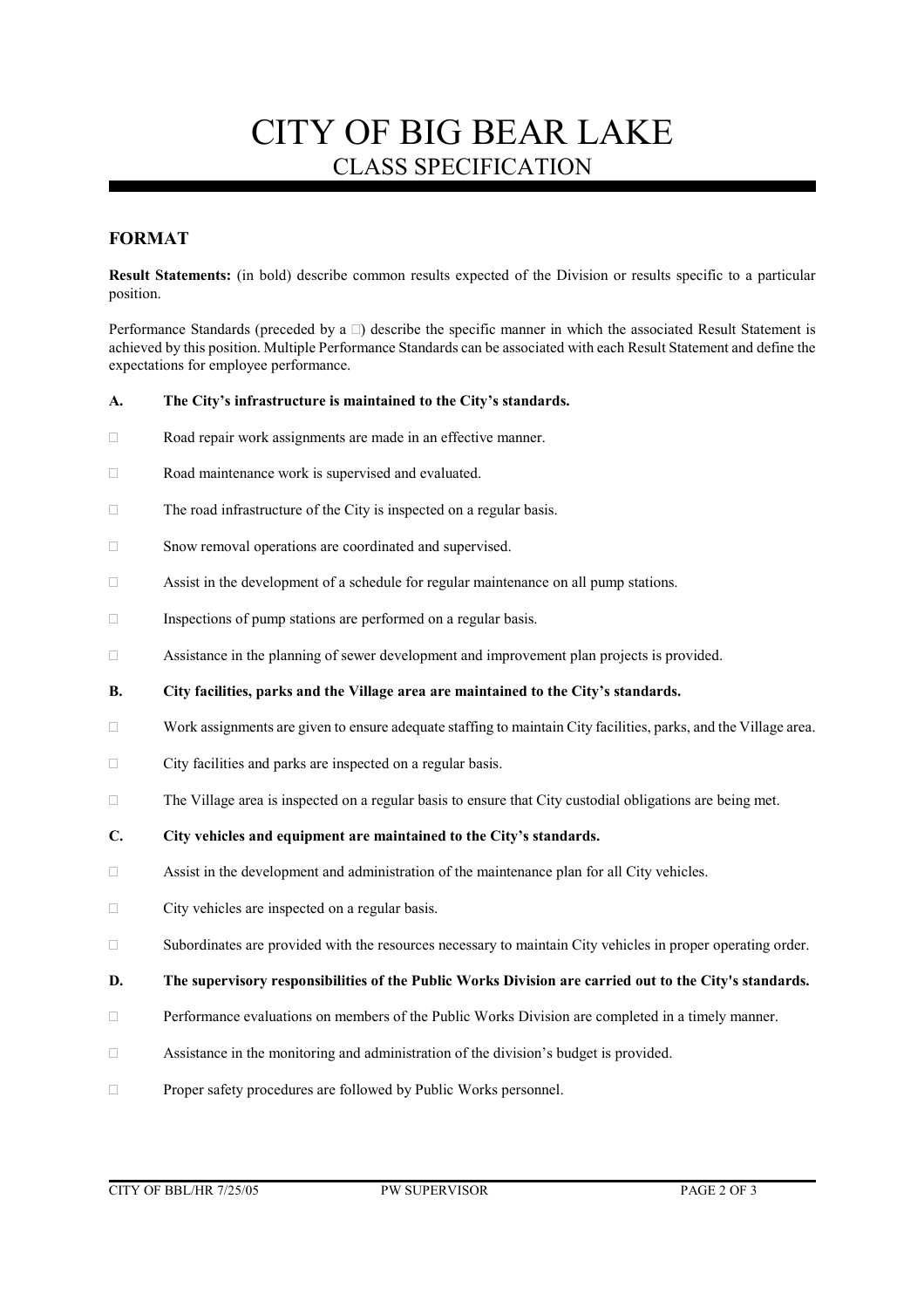# CITY OF BIG BEAR LAKE
## CLASS SPECIFICATION

### FORMAT

**Result Statements:** (in bold) describe common results expected of the Division or results specific to a particular position.

Performance Standards (preceded by a □) describe the specific manner in which the associated Result Statement is achieved by this position. Multiple Performance Standards can be associated with each Result Statement and define the expectations for employee performance.

**A. The City's infrastructure is maintained to the City's standards.**

- □ Road repair work assignments are made in an effective manner.
- □ Road maintenance work is supervised and evaluated.
- □ The road infrastructure of the City is inspected on a regular basis.
- □ Snow removal operations are coordinated and supervised.
- □ Assist in the development of a schedule for regular maintenance on all pump stations.
- □ Inspections of pump stations are performed on a regular basis.
- □ Assistance in the planning of sewer development and improvement plan projects is provided.

**B. City facilities, parks and the Village area are maintained to the City's standards.**

- □ Work assignments are given to ensure adequate staffing to maintain City facilities, parks, and the Village area.
- □ City facilities and parks are inspected on a regular basis.
- □ The Village area is inspected on a regular basis to ensure that City custodial obligations are being met.

**C. City vehicles and equipment are maintained to the City's standards.**

- □ Assist in the development and administration of the maintenance plan for all City vehicles.
- □ City vehicles are inspected on a regular basis.
- □ Subordinates are provided with the resources necessary to maintain City vehicles in proper operating order.

**D. The supervisory responsibilities of the Public Works Division are carried out to the City's standards.**

- □ Performance evaluations on members of the Public Works Division are completed in a timely manner.
- □ Assistance in the monitoring and administration of the division's budget is provided.
- □ Proper safety procedures are followed by Public Works personnel.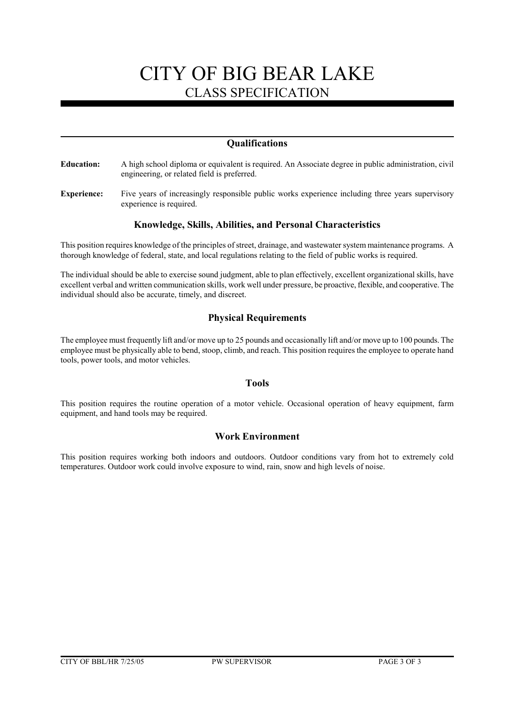# CITY OF BIG BEAR LAKE

## CLASS SPECIFICATION

### Qualifications

**Education:** A high school diploma or equivalent is required. An Associate degree in public administration, civil engineering, or related field is preferred.

**Experience:** Five years of increasingly responsible public works experience including three years supervisory experience is required.

### Knowledge, Skills, Abilities, and Personal Characteristics

This position requires knowledge of the principles of street, drainage, and wastewater system maintenance programs. A thorough knowledge of federal, state, and local regulations relating to the field of public works is required.

The individual should be able to exercise sound judgment, able to plan effectively, excellent organizational skills, have excellent verbal and written communication skills, work well under pressure, be proactive, flexible, and cooperative. The individual should also be accurate, timely, and discreet.

### Physical Requirements

The employee must frequently lift and/or move up to 25 pounds and occasionally lift and/or move up to 100 pounds. The employee must be physically able to bend, stoop, climb, and reach. This position requires the employee to operate hand tools, power tools, and motor vehicles.

### Tools

This position requires the routine operation of a motor vehicle. Occasional operation of heavy equipment, farm equipment, and hand tools may be required.

### Work Environment

This position requires working both indoors and outdoors. Outdoor conditions vary from hot to extremely cold temperatures. Outdoor work could involve exposure to wind, rain, snow and high levels of noise.